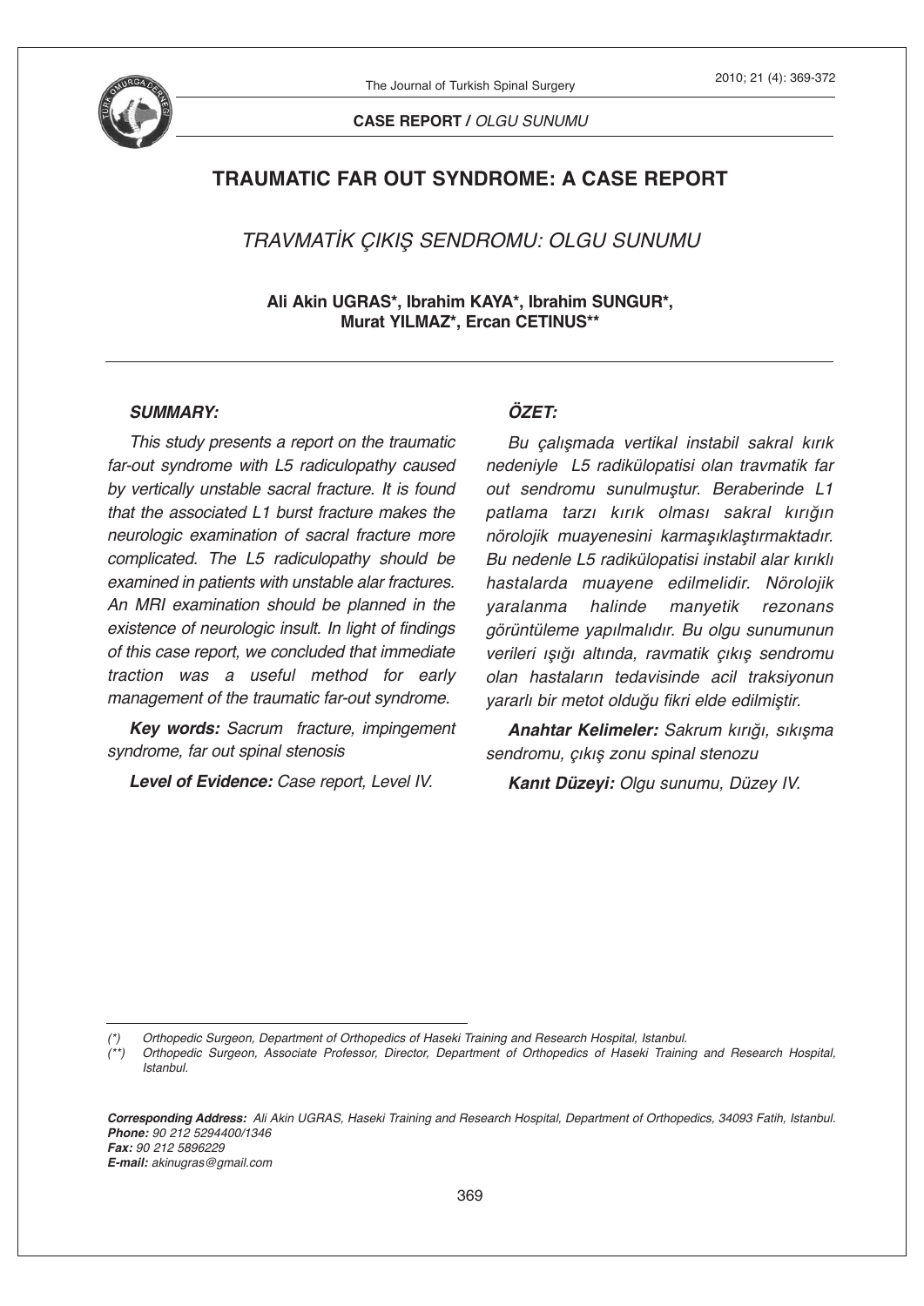**CASE REPORT /** *OLGU SUNUMU*

# TRAUMATIC FAR OUT SYNDROME: A CASE REPORT

*TRAVMATİK ÇIKIŞ SENDROMU: OLGU SUNUMU*

**Ali Akin UGRAS\*, Ibrahim KAYA\*, Ibrahim SUNGUR\*, Murat YILMAZ\*, Ercan CETINUS\*\***

## *SUMMARY:*

*This study presents a report on the traumatic far-out syndrome with L5 radiculopathy caused by vertically unstable sacral fracture. It is found that the associated L1 burst fracture makes the neurologic examination of sacral fracture more complicated. The L5 radiculopathy should be examined in patients with unstable alar fractures. An MRI examination should be planned in the existence of neurologic insult. In light of findings of this case report, we concluded that immediate traction was a useful method for early management of the traumatic far-out syndrome.*

***Key words:*** *Sacrum fracture, impingement syndrome, far out spinal stenosis*

***Level of Evidence:*** *Case report, Level IV.*

## *ÖZET:*

*Bu çalışmada vertikal instabil sakral kırık nedeniyle L5 radikülopatisi olan travmatik far out sendromu sunulmuştur. Beraberinde L1 patlama tarzı kırık olması sakral kırığın nörolojik muayenesini karmaşıklaştırmaktadır. Bu nedenle L5 radikülopatisi instabil alar kırıklı hastalarda muayene edilmelidir. Nörolojik yaralanma halinde manyetik rezonans görüntüleme yapılmalıdır. Bu olgu sunumunun verileri ışığı altında, ravmatik çıkış sendromu olan hastaların tedavisinde acil traksiyonun yararlı bir metot olduğu fikri elde edilmiştir.*

***Anahtar Kelimeler:*** *Sakrum kırığı, sıkışma sendromu, çıkış zonu spinal stenozu*

***Kanıt Düzeyi:*** *Olgu sunumu, Düzey IV.*

---

*(\*) Orthopedic Surgeon, Department of Orthopedics of Haseki Training and Research Hospital, Istanbul.*

*(\*\*) Orthopedic Surgeon, Associate Professor, Director, Department of Orthopedics of Haseki Training and Research Hospital, Istanbul.*

***Corresponding Address:*** *Ali Akin UGRAS, Haseki Training and Research Hospital, Department of Orthopedics, 34093 Fatih, Istanbul.*
***Phone:*** *90 212 5294400/1346*
***Fax:*** *90 212 5896229*
***E-mail:*** *akinugras@gmail.com*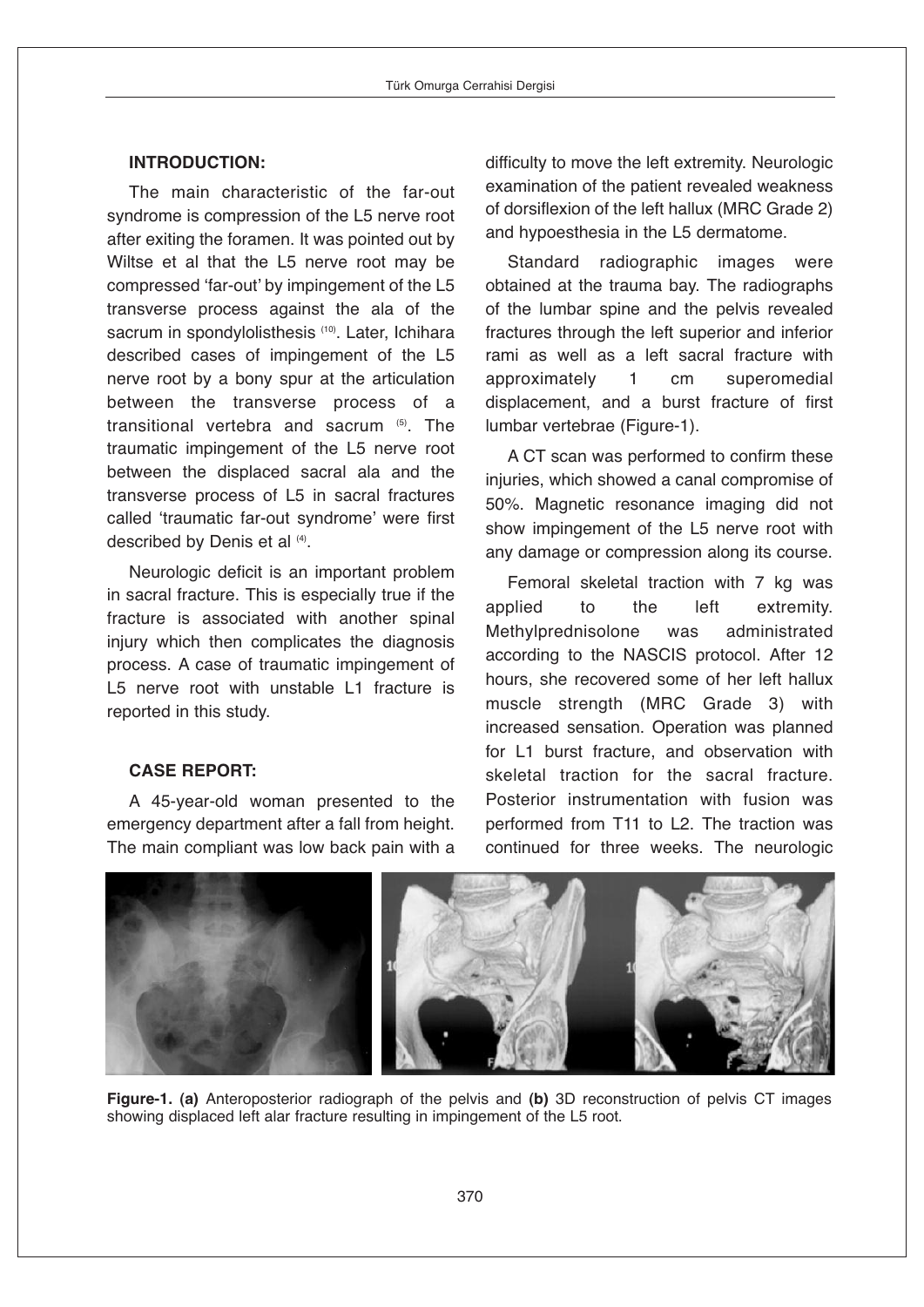## INTRODUCTION:

The main characteristic of the far-out syndrome is compression of the L5 nerve root after exiting the foramen. It was pointed out by Wiltse et al that the L5 nerve root may be compressed 'far-out' by impingement of the L5 transverse process against the ala of the sacrum in spondylolisthesis [10]. Later, Ichihara described cases of impingement of the L5 nerve root by a bony spur at the articulation between the transverse process of a transitional vertebra and sacrum [5]. The traumatic impingement of the L5 nerve root between the displaced sacral ala and the transverse process of L5 in sacral fractures called 'traumatic far-out syndrome' were first described by Denis et al [4].

Neurologic deficit is an important problem in sacral fracture. This is especially true if the fracture is associated with another spinal injury which then complicates the diagnosis process. A case of traumatic impingement of L5 nerve root with unstable L1 fracture is reported in this study.

## CASE REPORT:

A 45-year-old woman presented to the emergency department after a fall from height. The main compliant was low back pain with a difficulty to move the left extremity. Neurologic examination of the patient revealed weakness of dorsiflexion of the left hallux (MRC Grade 2) and hypoesthesia in the L5 dermatome.

Standard radiographic images were obtained at the trauma bay. The radiographs of the lumbar spine and the pelvis revealed fractures through the left superior and inferior rami as well as a left sacral fracture with approximately 1 cm superomedial displacement, and a burst fracture of first lumbar vertebrae (Figure-1).

A CT scan was performed to confirm these injuries, which showed a canal compromise of 50%. Magnetic resonance imaging did not show impingement of the L5 nerve root with any damage or compression along its course.

Femoral skeletal traction with 7 kg was applied to the left extremity. Methylprednisolone was administrated according to the NASCIS protocol. After 12 hours, she recovered some of her left hallux muscle strength (MRC Grade 3) with increased sensation. Operation was planned for L1 burst fracture, and observation with skeletal traction for the sacral fracture. Posterior instrumentation with fusion was performed from T11 to L2. The traction was continued for three weeks. The neurologic

**Figure-1. (a)** Anteroposterior radiograph of the pelvis and **(b)** 3D reconstruction of pelvis CT images showing displaced left alar fracture resulting in impingement of the L5 root.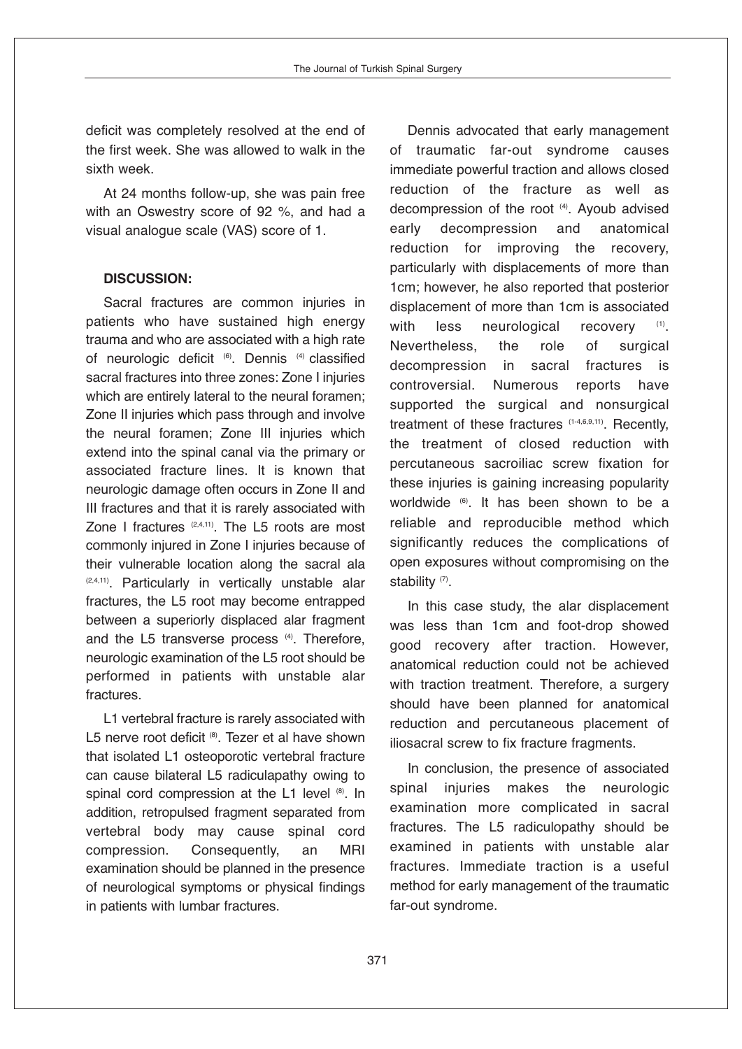deficit was completely resolved at the end of the first week. She was allowed to walk in the sixth week.

At 24 months follow-up, she was pain free with an Oswestry score of 92 %, and had a visual analogue scale (VAS) score of 1.

**DISCUSSION:**

Sacral fractures are common injuries in patients who have sustained high energy trauma and who are associated with a high rate of neurologic deficit [6]. Dennis [4] classified sacral fractures into three zones: Zone I injuries which are entirely lateral to the neural foramen; Zone II injuries which pass through and involve the neural foramen; Zone III injuries which extend into the spinal canal via the primary or associated fracture lines. It is known that neurologic damage often occurs in Zone II and III fractures and that it is rarely associated with Zone I fractures [2,4,11]. The L5 roots are most commonly injured in Zone I injuries because of their vulnerable location along the sacral ala [2,4,11]. Particularly in vertically unstable alar fractures, the L5 root may become entrapped between a superiorly displaced alar fragment and the L5 transverse process [4]. Therefore, neurologic examination of the L5 root should be performed in patients with unstable alar fractures.

L1 vertebral fracture is rarely associated with L5 nerve root deficit [8]. Tezer et al have shown that isolated L1 osteoporotic vertebral fracture can cause bilateral L5 radiculapathy owing to spinal cord compression at the L1 level [8]. In addition, retropulsed fragment separated from vertebral body may cause spinal cord compression. Consequently, an MRI examination should be planned in the presence of neurological symptoms or physical findings in patients with lumbar fractures.

Dennis advocated that early management of traumatic far-out syndrome causes immediate powerful traction and allows closed reduction of the fracture as well as decompression of the root [4]. Ayoub advised early decompression and anatomical reduction for improving the recovery, particularly with displacements of more than 1cm; however, he also reported that posterior displacement of more than 1cm is associated with less neurological recovery [1]. Nevertheless, the role of surgical decompression in sacral fractures is controversial. Numerous reports have supported the surgical and nonsurgical treatment of these fractures [1-4,6,9,11]. Recently, the treatment of closed reduction with percutaneous sacroiliac screw fixation for these injuries is gaining increasing popularity worldwide [6]. It has been shown to be a reliable and reproducible method which significantly reduces the complications of open exposures without compromising on the stability [7].

In this case study, the alar displacement was less than 1cm and foot-drop showed good recovery after traction. However, anatomical reduction could not be achieved with traction treatment. Therefore, a surgery should have been planned for anatomical reduction and percutaneous placement of iliosacral screw to fix fracture fragments.

In conclusion, the presence of associated spinal injuries makes the neurologic examination more complicated in sacral fractures. The L5 radiculopathy should be examined in patients with unstable alar fractures. Immediate traction is a useful method for early management of the traumatic far-out syndrome.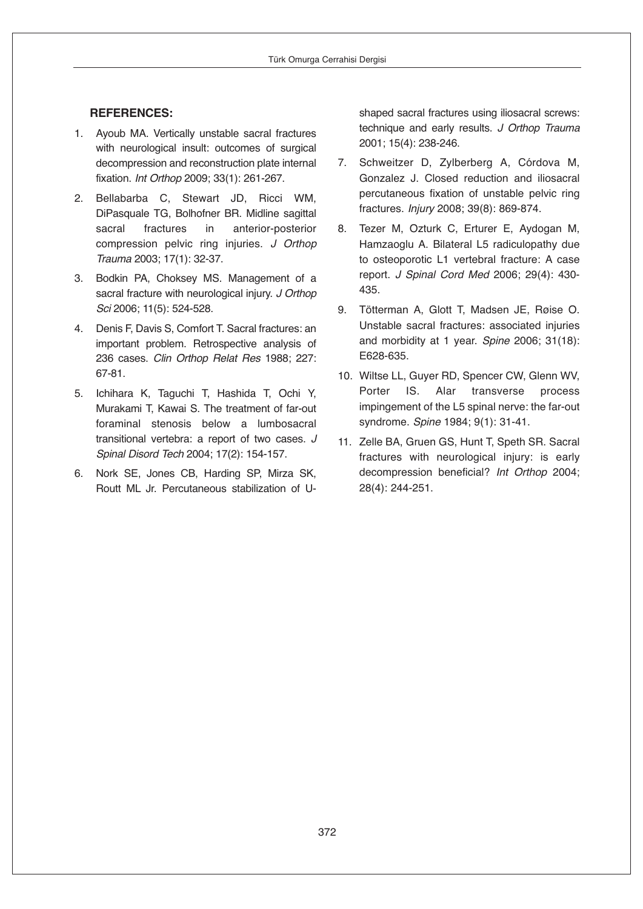**REFERENCES:**

1. Ayoub MA. Vertically unstable sacral fractures with neurological insult: outcomes of surgical decompression and reconstruction plate internal fixation. *Int Orthop* 2009; 33(1): 261-267.
2. Bellabarba C, Stewart JD, Ricci WM, DiPasquale TG, Bolhofner BR. Midline sagittal sacral fractures in anterior-posterior compression pelvic ring injuries. *J Orthop Trauma* 2003; 17(1): 32-37.
3. Bodkin PA, Choksey MS. Management of a sacral fracture with neurological injury. *J Orthop Sci* 2006; 11(5): 524-528.
4. Denis F, Davis S, Comfort T. Sacral fractures: an important problem. Retrospective analysis of 236 cases. *Clin Orthop Relat Res* 1988; 227: 67-81.
5. Ichihara K, Taguchi T, Hashida T, Ochi Y, Murakami T, Kawai S. The treatment of far-out foraminal stenosis below a lumbosacral transitional vertebra: a report of two cases. *J Spinal Disord Tech* 2004; 17(2): 154-157.
6. Nork SE, Jones CB, Harding SP, Mirza SK, Routt ML Jr. Percutaneous stabilization of U-shaped sacral fractures using iliosacral screws: technique and early results. *J Orthop Trauma* 2001; 15(4): 238-246.
7. Schweitzer D, Zylberberg A, Córdova M, Gonzalez J. Closed reduction and iliosacral percutaneous fixation of unstable pelvic ring fractures. *Injury* 2008; 39(8): 869-874.
8. Tezer M, Ozturk C, Erturer E, Aydogan M, Hamzaoglu A. Bilateral L5 radiculopathy due to osteoporotic L1 vertebral fracture: A case report. *J Spinal Cord Med* 2006; 29(4): 430-435.
9. Tötterman A, Glott T, Madsen JE, Røise O. Unstable sacral fractures: associated injuries and morbidity at 1 year. *Spine* 2006; 31(18): E628-635.
10. Wiltse LL, Guyer RD, Spencer CW, Glenn WV, Porter IS. Alar transverse process impingement of the L5 spinal nerve: the far-out syndrome. *Spine* 1984; 9(1): 31-41.
11. Zelle BA, Gruen GS, Hunt T, Speth SR. Sacral fractures with neurological injury: is early decompression beneficial? *Int Orthop* 2004; 28(4): 244-251.